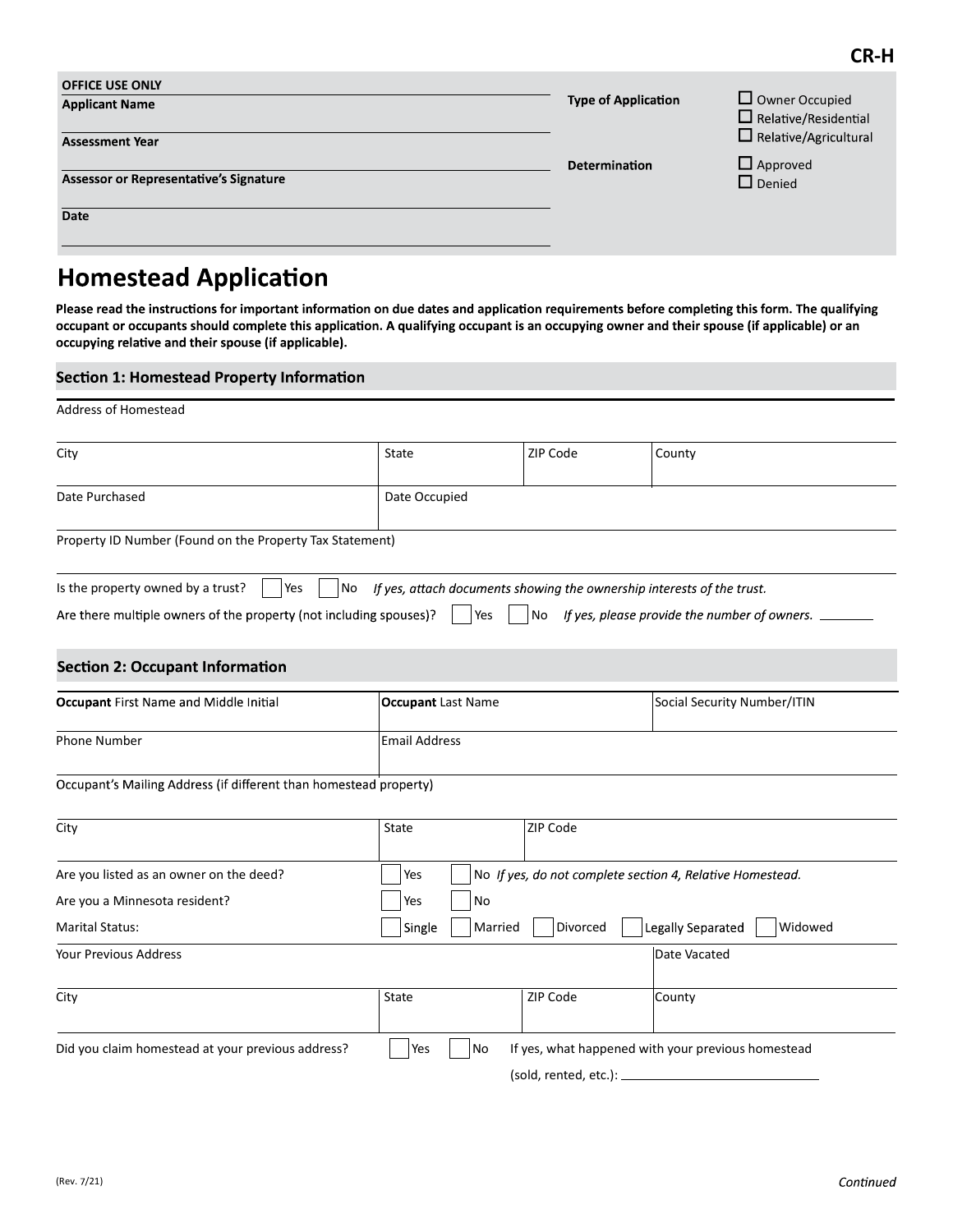CR-H

**OFFICE USE ONLY**

**Applicant Name**

**Assessment Year**

**Assessor or Representative's Signature**

**Date**

**Type of Application**
- ☐ Owner Occupied
- ☐ Relative/Residential
- ☐ Relative/Agricultural

**Determination**
- ☐ Approved
- ☐ Denied

# Homestead Application

**Please read the instructions for important information on due dates and application requirements before completing this form. The qualifying occupant or occupants should complete this application. A qualifying occupant is an occupying owner and their spouse (if applicable) or an occupying relative and their spouse (if applicable).**

## Section 1: Homestead Property Information

Address of Homestead

| City | State | ZIP Code | County |
|---|---|---|---|
| | | | |

| Date Purchased | Date Occupied |
|---|---|
| | |

Property ID Number (Found on the Property Tax Statement)

Is the property owned by a trust? ☐ Yes ☐ No *If yes, attach documents showing the ownership interests of the trust.*

Are there multiple owners of the property (not including spouses)? ☐ Yes ☐ No *If yes, please provide the number of owners.* ________

## Section 2: Occupant Information

| **Occupant** First Name and Middle Initial | **Occupant** Last Name | Social Security Number/ITIN |
|---|---|---|
| | | |

| Phone Number | Email Address |
|---|---|
| | |

Occupant's Mailing Address (if different than homestead property)

| City | State | ZIP Code |
|---|---|---|
| | | |

Are you listed as an owner on the deed? ☐ Yes ☐ No *If yes, do not complete section 4, Relative Homestead.*

Are you a Minnesota resident? ☐ Yes ☐ No

Marital Status: ☐ Single ☐ Married ☐ Divorced ☐ Legally Separated ☐ Widowed

| Your Previous Address | Date Vacated |
|---|---|
| | |

| City | State | ZIP Code | County |
|---|---|---|---|
| | | | |

Did you claim homestead at your previous address? ☐ Yes ☐ No If yes, what happened with your previous homestead (sold, rented, etc.): ________________________

(Rev. 7/21)

*Continued*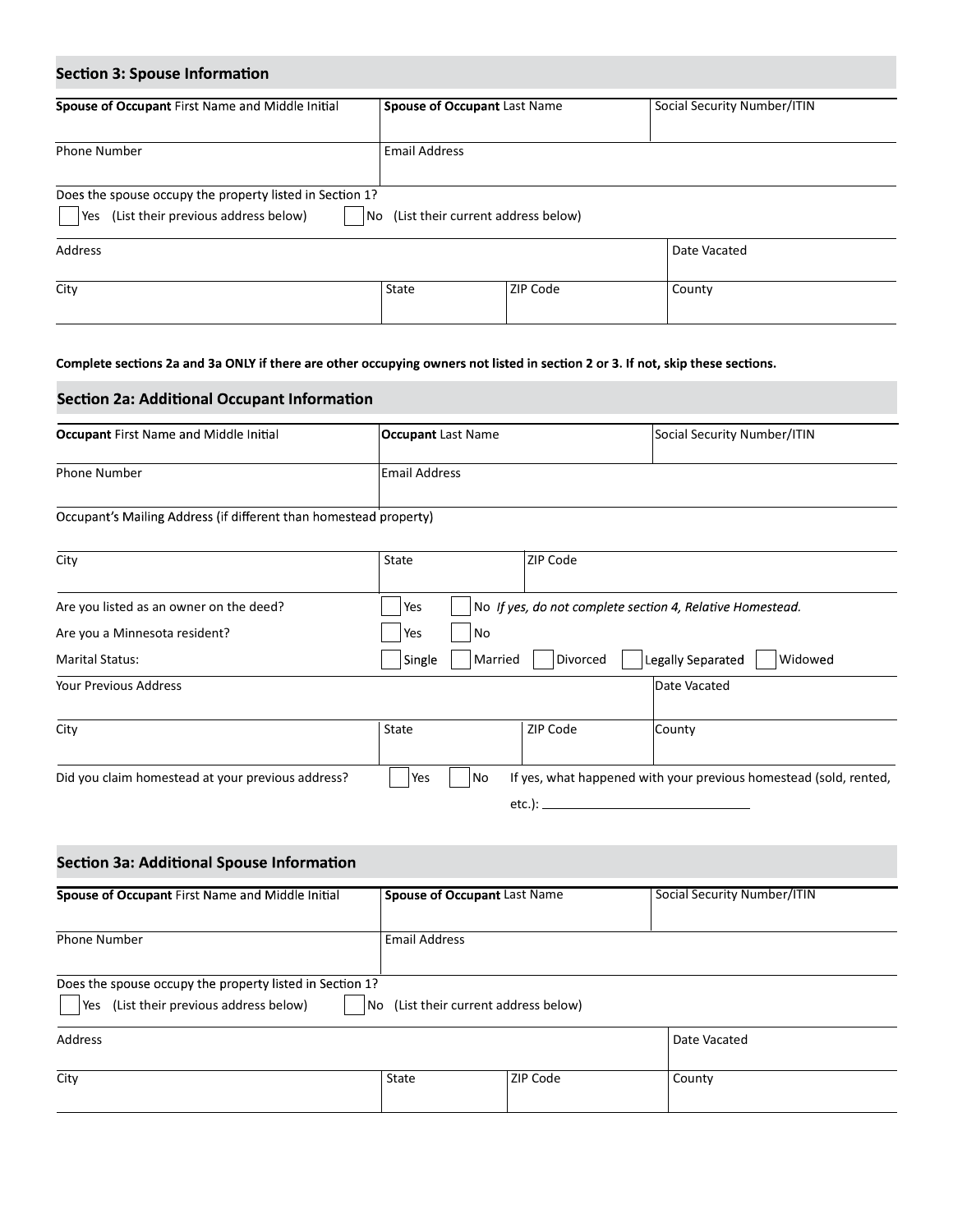## Section 3: Spouse Information

| **Spouse of Occupant** First Name and Middle Initial | **Spouse of Occupant** Last Name | Social Security Number/ITIN |
|---|---|---|
| | | |

| Phone Number | Email Address |
|---|---|
| | |

Does the spouse occupy the property listed in Section 1?

☐ Yes (List their previous address below) ☐ No (List their current address below)

| Address | | | Date Vacated |
|---|---|---|---|
| | | | |
| **City** | **State** | **ZIP Code** | **County** |
| | | | |

**Complete sections 2a and 3a ONLY if there are other occupying owners not listed in section 2 or 3. If not, skip these sections.**

## Section 2a: Additional Occupant Information

| **Occupant** First Name and Middle Initial | **Occupant** Last Name | Social Security Number/ITIN |
|---|---|---|
| | | |

| Phone Number | Email Address |
|---|---|
| | |

Occupant's Mailing Address (if different than homestead property)

| City | State | ZIP Code |
|---|---|---|
| | | |

Are you listed as an owner on the deed? ☐ Yes ☐ No *If yes, do not complete section 4, Relative Homestead.*

Are you a Minnesota resident? ☐ Yes ☐ No

Marital Status: ☐ Single ☐ Married ☐ Divorced ☐ Legally Separated ☐ Widowed

| Your Previous Address | | | Date Vacated |
|---|---|---|---|
| | | | |
| **City** | **State** | **ZIP Code** | **County** |
| | | | |

Did you claim homestead at your previous address? ☐ Yes ☐ No If yes, what happened with your previous homestead (sold, rented, etc.): ______________________

## Section 3a: Additional Spouse Information

| **Spouse of Occupant** First Name and Middle Initial | **Spouse of Occupant** Last Name | Social Security Number/ITIN |
|---|---|---|
| | | |

| Phone Number | Email Address |
|---|---|
| | |

Does the spouse occupy the property listed in Section 1?

☐ Yes (List their previous address below) ☐ No (List their current address below)

| Address | | | Date Vacated |
|---|---|---|---|
| | | | |
| **City** | **State** | **ZIP Code** | **County** |
| | | | |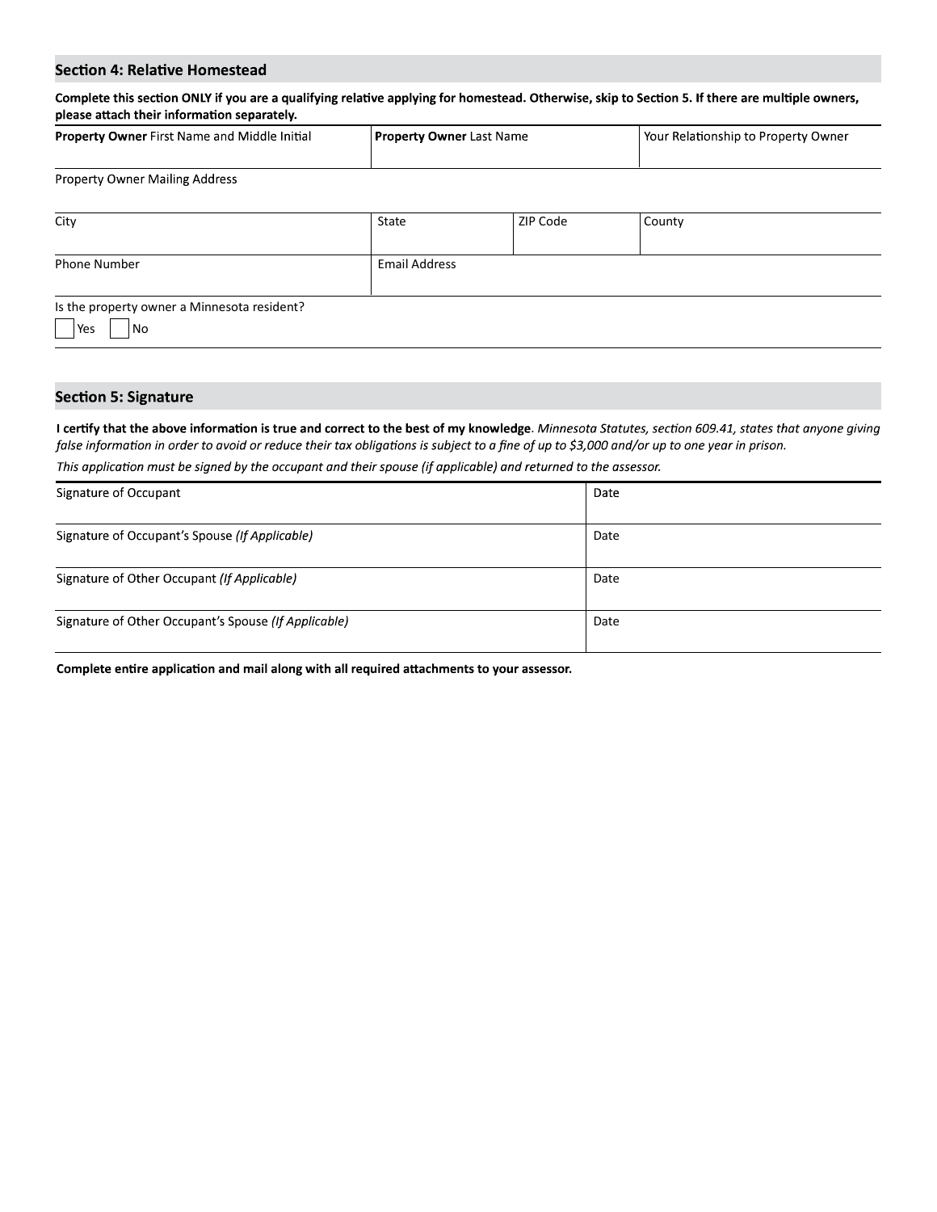## Section 4: Relative Homestead

**Complete this section ONLY if you are a qualifying relative applying for homestead. Otherwise, skip to Section 5. If there are multiple owners, please attach their information separately.**

| **Property Owner** First Name and Middle Initial | **Property Owner** Last Name | | Your Relationship to Property Owner |
|---|---|---|---|
| Property Owner Mailing Address | | | |
| City | State | ZIP Code | County |
| Phone Number | Email Address | | |

Is the property owner a Minnesota resident?

☐ Yes ☐ No

## Section 5: Signature

**I certify that the above information is true and correct to the best of my knowledge**. *Minnesota Statutes, section 609.41, states that anyone giving false information in order to avoid or reduce their tax obligations is subject to a fine of up to $3,000 and/or up to one year in prison.*

*This application must be signed by the occupant and their spouse (if applicable) and returned to the assessor.*

| Signature | Date |
|---|---|
| Signature of Occupant | Date |
| Signature of Occupant's Spouse *(If Applicable)* | Date |
| Signature of Other Occupant *(If Applicable)* | Date |
| Signature of Other Occupant's Spouse *(If Applicable)* | Date |

**Complete entire application and mail along with all required attachments to your assessor.**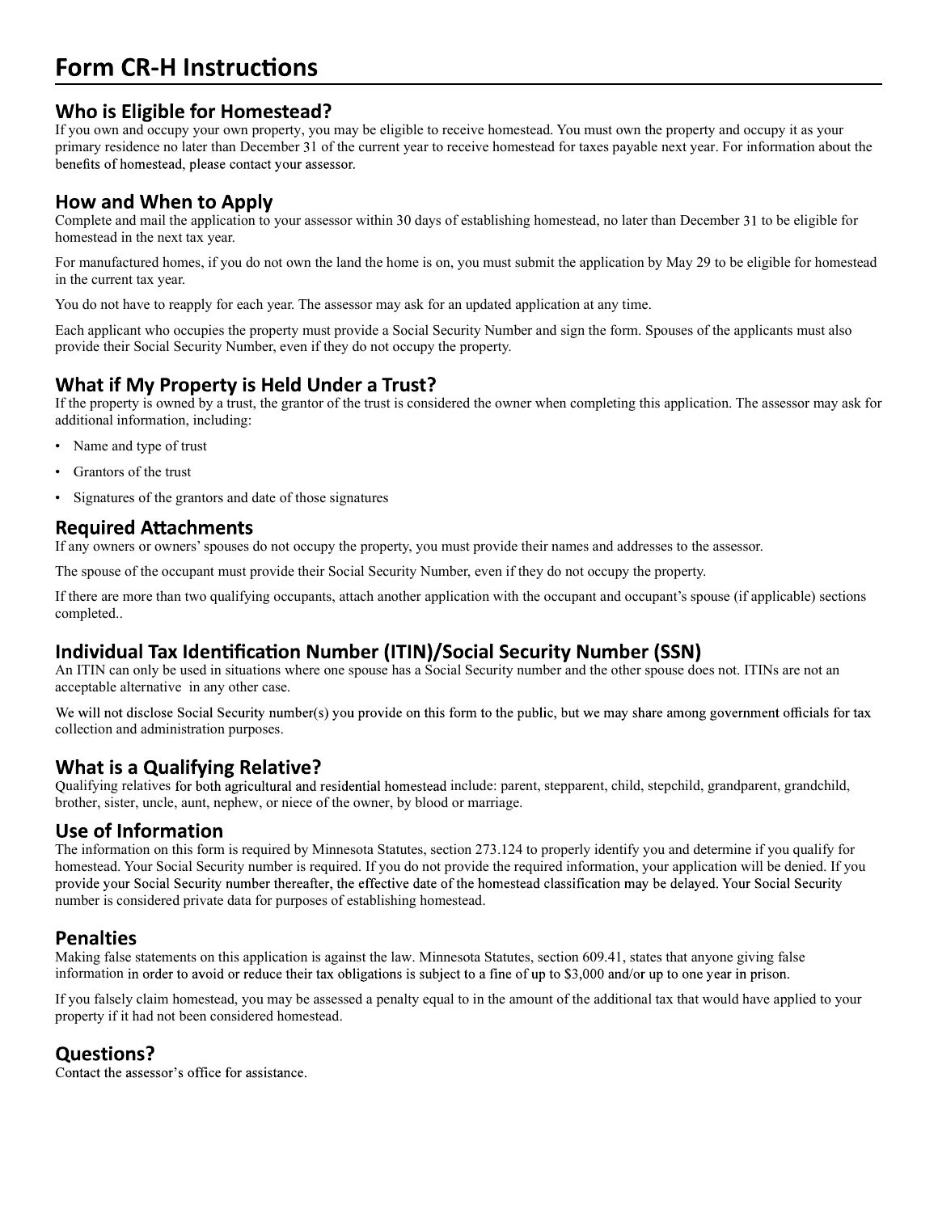# Form CR-H Instructions

## Who is Eligible for Homestead?

If you own and occupy your own property, you may be eligible to receive homestead. You must own the property and occupy it as your primary residence no later than December 31 of the current year to receive homestead for taxes payable next year. For information about the benefits of homestead, please contact your assessor.

## How and When to Apply

Complete and mail the application to your assessor within 30 days of establishing homestead, no later than December 31 to be eligible for homestead in the next tax year.

For manufactured homes, if you do not own the land the home is on, you must submit the application by May 29 to be eligible for homestead in the current tax year.

You do not have to reapply for each year. The assessor may ask for an updated application at any time.

Each applicant who occupies the property must provide a Social Security Number and sign the form. Spouses of the applicants must also provide their Social Security Number, even if they do not occupy the property.

## What if My Property is Held Under a Trust?

If the property is owned by a trust, the grantor of the trust is considered the owner when completing this application. The assessor may ask for additional information, including:

- Name and type of trust
- Grantors of the trust
- Signatures of the grantors and date of those signatures

## Required Attachments

If any owners or owners' spouses do not occupy the property, you must provide their names and addresses to the assessor.

The spouse of the occupant must provide their Social Security Number, even if they do not occupy the property.

If there are more than two qualifying occupants, attach another application with the occupant and occupant's spouse (if applicable) sections completed..

## Individual Tax Identification Number (ITIN)/Social Security Number (SSN)

An ITIN can only be used in situations where one spouse has a Social Security number and the other spouse does not. ITINs are not an acceptable alternative in any other case.

We will not disclose Social Security number(s) you provide on this form to the public, but we may share among government officials for tax collection and administration purposes.

## What is a Qualifying Relative?

Qualifying relatives for both agricultural and residential homestead include: parent, stepparent, child, stepchild, grandparent, grandchild, brother, sister, uncle, aunt, nephew, or niece of the owner, by blood or marriage.

## Use of Information

The information on this form is required by Minnesota Statutes, section 273.124 to properly identify you and determine if you qualify for homestead. Your Social Security number is required. If you do not provide the required information, your application will be denied. If you provide your Social Security number thereafter, the effective date of the homestead classification may be delayed. Your Social Security number is considered private data for purposes of establishing homestead.

## Penalties

Making false statements on this application is against the law. Minnesota Statutes, section 609.41, states that anyone giving false information in order to avoid or reduce their tax obligations is subject to a fine of up to $3,000 and/or up to one year in prison.

If you falsely claim homestead, you may be assessed a penalty equal to in the amount of the additional tax that would have applied to your property if it had not been considered homestead.

## Questions?

Contact the assessor's office for assistance.